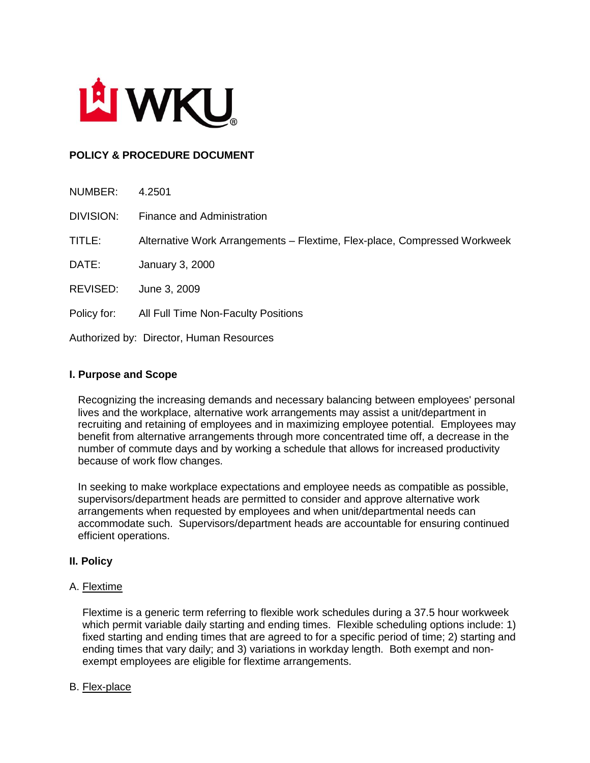**POLICY & PROCEDURE DOCUMENT**

NUMBER: 4.2501

DIVISION: Finance and Administration

TITLE: Alternative Work Arrangements – Flextime, Flex-place, Compressed Workweek

DATE: January 3, 2000

REVISED: June 3, 2009

Policy for: All Full Time Non-Faculty Positions

Authorized by: Director, Human Resources

## I. Purpose and Scope

Recognizing the increasing demands and necessary balancing between employees' personal lives and the workplace, alternative work arrangements may assist a unit/department in recruiting and retaining of employees and in maximizing employee potential. Employees may benefit from alternative arrangements through more concentrated time off, a decrease in the number of commute days and by working a schedule that allows for increased productivity because of work flow changes.

In seeking to make workplace expectations and employee needs as compatible as possible, supervisors/department heads are permitted to consider and approve alternative work arrangements when requested by employees and when unit/departmental needs can accommodate such. Supervisors/department heads are accountable for ensuring continued efficient operations.

## II. Policy

### A. Flextime

Flextime is a generic term referring to flexible work schedules during a 37.5 hour workweek which permit variable daily starting and ending times. Flexible scheduling options include: 1) fixed starting and ending times that are agreed to for a specific period of time; 2) starting and ending times that vary daily; and 3) variations in workday length. Both exempt and non-exempt employees are eligible for flextime arrangements.

### B. Flex-place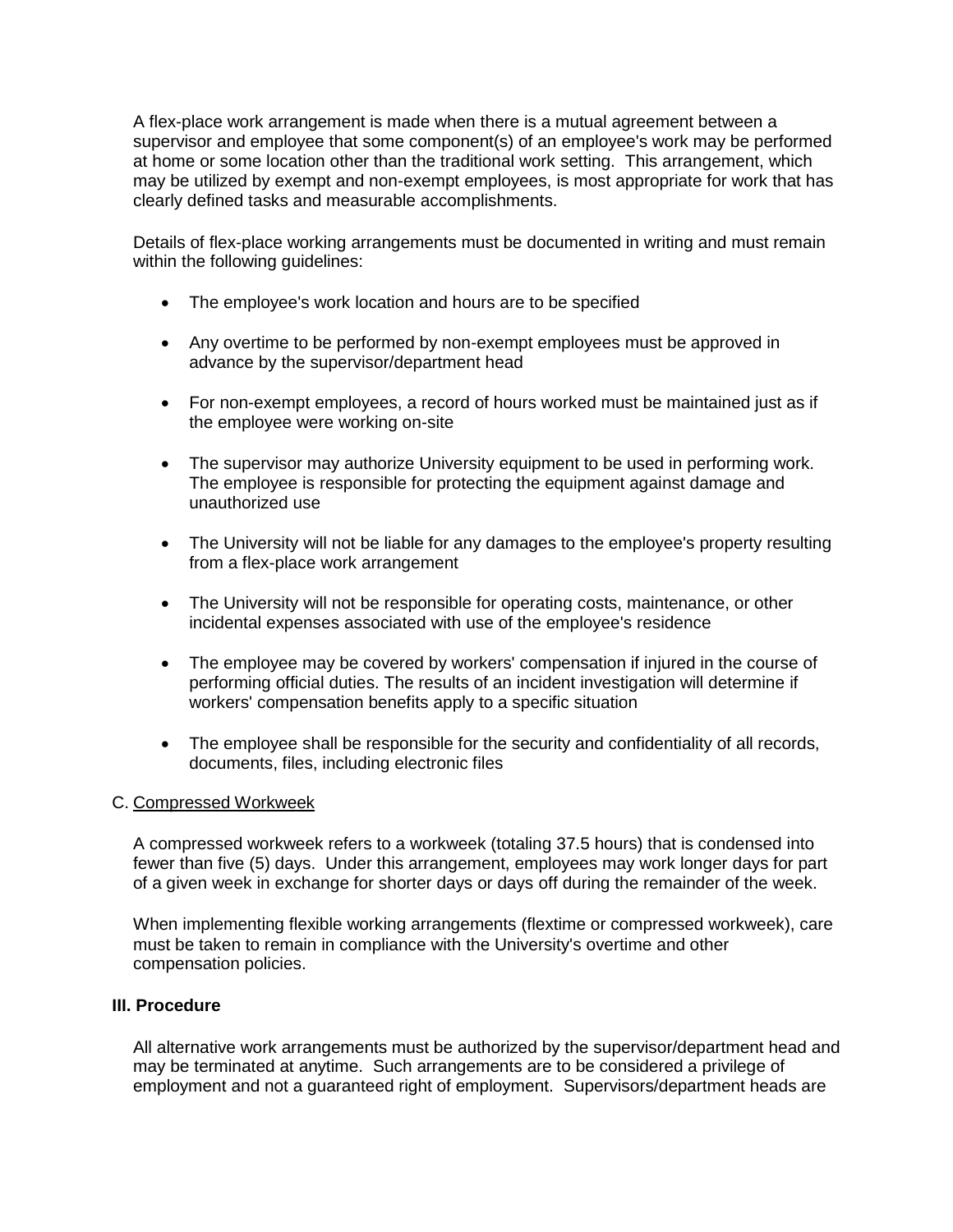A flex-place work arrangement is made when there is a mutual agreement between a supervisor and employee that some component(s) of an employee's work may be performed at home or some location other than the traditional work setting. This arrangement, which may be utilized by exempt and non-exempt employees, is most appropriate for work that has clearly defined tasks and measurable accomplishments.

Details of flex-place working arrangements must be documented in writing and must remain within the following guidelines:

- The employee's work location and hours are to be specified
- Any overtime to be performed by non-exempt employees must be approved in advance by the supervisor/department head
- For non-exempt employees, a record of hours worked must be maintained just as if the employee were working on-site
- The supervisor may authorize University equipment to be used in performing work. The employee is responsible for protecting the equipment against damage and unauthorized use
- The University will not be liable for any damages to the employee's property resulting from a flex-place work arrangement
- The University will not be responsible for operating costs, maintenance, or other incidental expenses associated with use of the employee's residence
- The employee may be covered by workers' compensation if injured in the course of performing official duties. The results of an incident investigation will determine if workers' compensation benefits apply to a specific situation
- The employee shall be responsible for the security and confidentiality of all records, documents, files, including electronic files

C. Compressed Workweek

A compressed workweek refers to a workweek (totaling 37.5 hours) that is condensed into fewer than five (5) days. Under this arrangement, employees may work longer days for part of a given week in exchange for shorter days or days off during the remainder of the week.

When implementing flexible working arrangements (flextime or compressed workweek), care must be taken to remain in compliance with the University's overtime and other compensation policies.

**III. Procedure**

All alternative work arrangements must be authorized by the supervisor/department head and may be terminated at anytime. Such arrangements are to be considered a privilege of employment and not a guaranteed right of employment. Supervisors/department heads are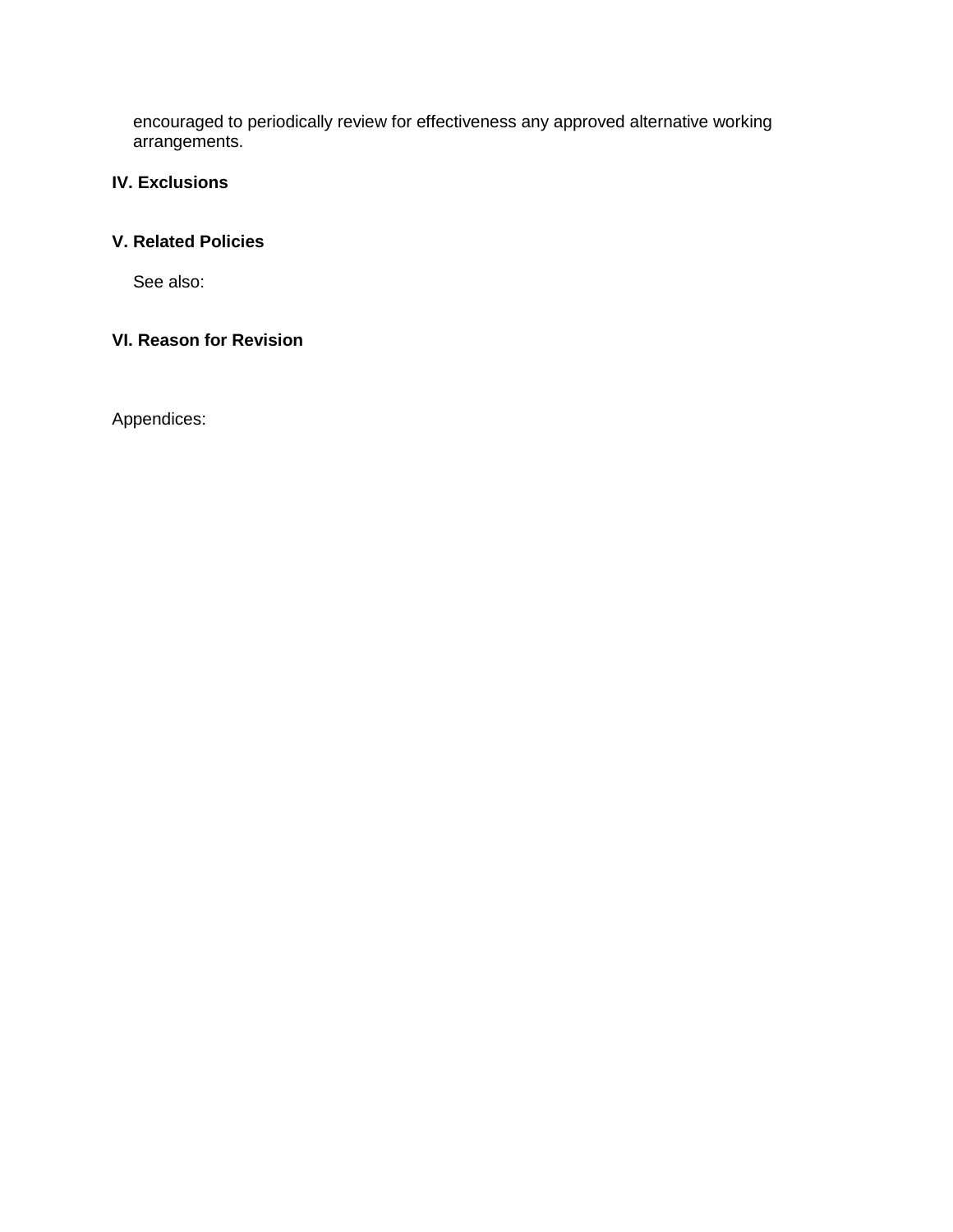encouraged to periodically review for effectiveness any approved alternative working arrangements.

## IV. Exclusions

## V. Related Policies

See also:

## VI. Reason for Revision

Appendices: